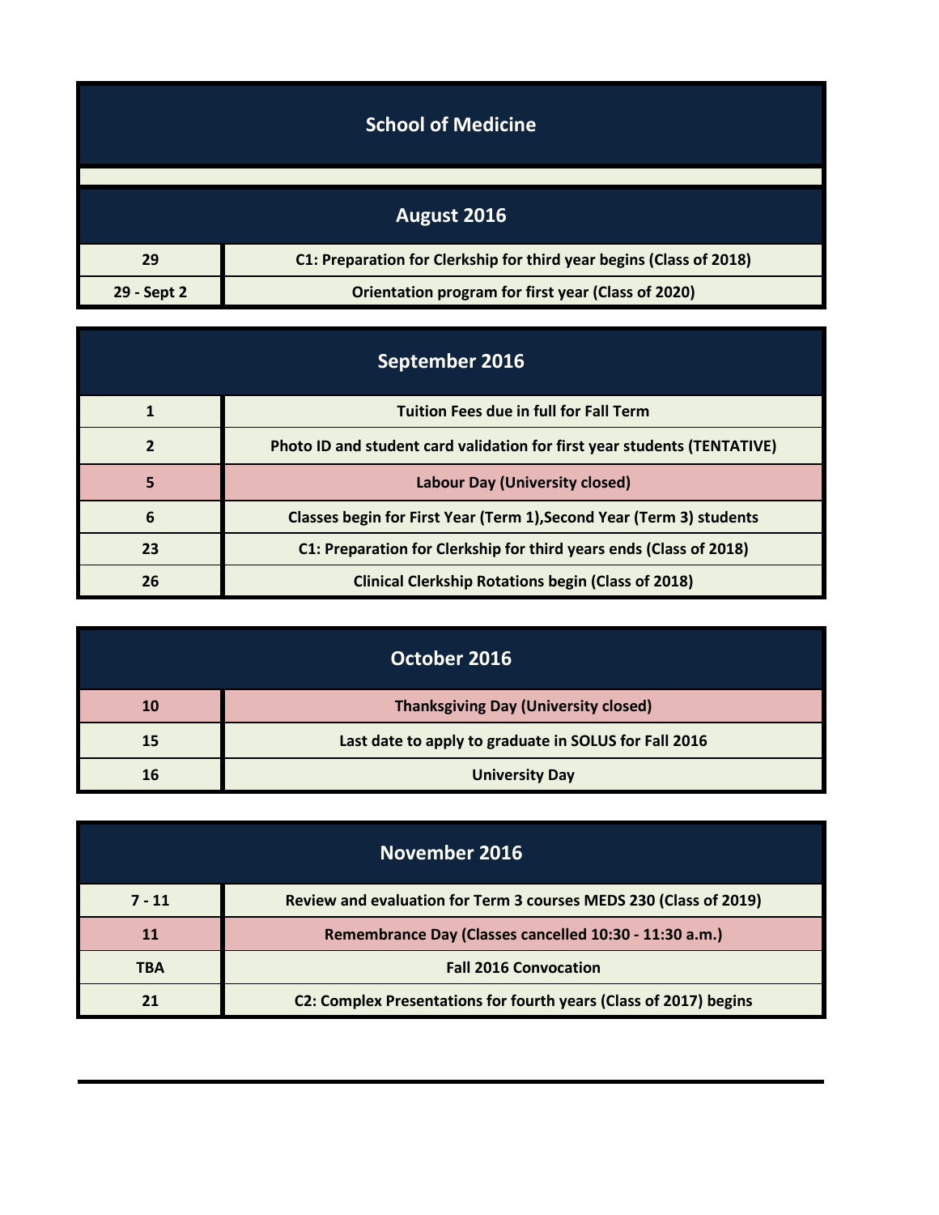# School of Medicine

## August 2016

| Date | Event |
|---|---|
| 29 | C1: Preparation for Clerkship for third year begins (Class of 2018) |
| 29 - Sept 2 | Orientation program for first year (Class of 2020) |

## September 2016

| Date | Event |
|---|---|
| 1 | Tuition Fees due in full for Fall Term |
| 2 | Photo ID and student card validation for first year students (TENTATIVE) |
| 5 | Labour Day (University closed) |
| 6 | Classes begin for First Year (Term 1),Second Year (Term 3) students |
| 23 | C1: Preparation for Clerkship for third years ends (Class of 2018) |
| 26 | Clinical Clerkship Rotations begin (Class of 2018) |

## October 2016

| Date | Event |
|---|---|
| 10 | Thanksgiving Day (University closed) |
| 15 | Last date to apply to graduate in SOLUS for Fall 2016 |
| 16 | University Day |

## November 2016

| Date | Event |
|---|---|
| 7 - 11 | Review and evaluation for Term 3 courses MEDS 230 (Class of 2019) |
| 11 | Remembrance Day (Classes cancelled 10:30 - 11:30 a.m.) |
| TBA | Fall 2016 Convocation |
| 21 | C2: Complex Presentations for fourth years (Class of 2017) begins |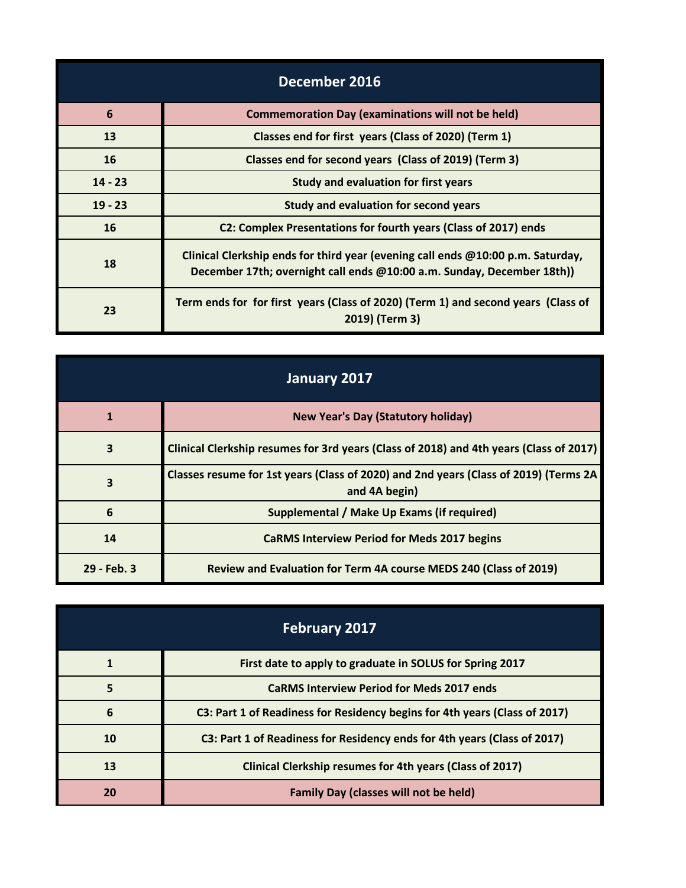| December 2016 | |
|---|---|
| 6 | Commemoration Day (examinations will not be held) |
| 13 | Classes end for first years (Class of 2020) (Term 1) |
| 16 | Classes end for second years (Class of 2019) (Term 3) |
| 14 - 23 | Study and evaluation for first years |
| 19 - 23 | Study and evaluation for second years |
| 16 | C2: Complex Presentations for fourth years (Class of 2017) ends |
| 18 | Clinical Clerkship ends for third year (evening call ends @10:00 p.m. Saturday, December 17th; overnight call ends @10:00 a.m. Sunday, December 18th)) |
| 23 | Term ends for for first years (Class of 2020) (Term 1) and second years (Class of 2019) (Term 3) |

| January 2017 | |
|---|---|
| 1 | New Year's Day (Statutory holiday) |
| 3 | Clinical Clerkship resumes for 3rd years (Class of 2018) and 4th years (Class of 2017) |
| 3 | Classes resume for 1st years (Class of 2020) and 2nd years (Class of 2019) (Terms 2A and 4A begin) |
| 6 | Supplemental / Make Up Exams (if required) |
| 14 | CaRMS Interview Period for Meds 2017 begins |
| 29 - Feb. 3 | Review and Evaluation for Term 4A course MEDS 240 (Class of 2019) |

| February 2017 | |
|---|---|
| 1 | First date to apply to graduate in SOLUS for Spring 2017 |
| 5 | CaRMS Interview Period for Meds 2017 ends |
| 6 | C3: Part 1 of Readiness for Residency begins for 4th years (Class of 2017) |
| 10 | C3: Part 1 of Readiness for Residency ends for 4th years (Class of 2017) |
| 13 | Clinical Clerkship resumes for 4th years (Class of 2017) |
| 20 | Family Day (classes will not be held) |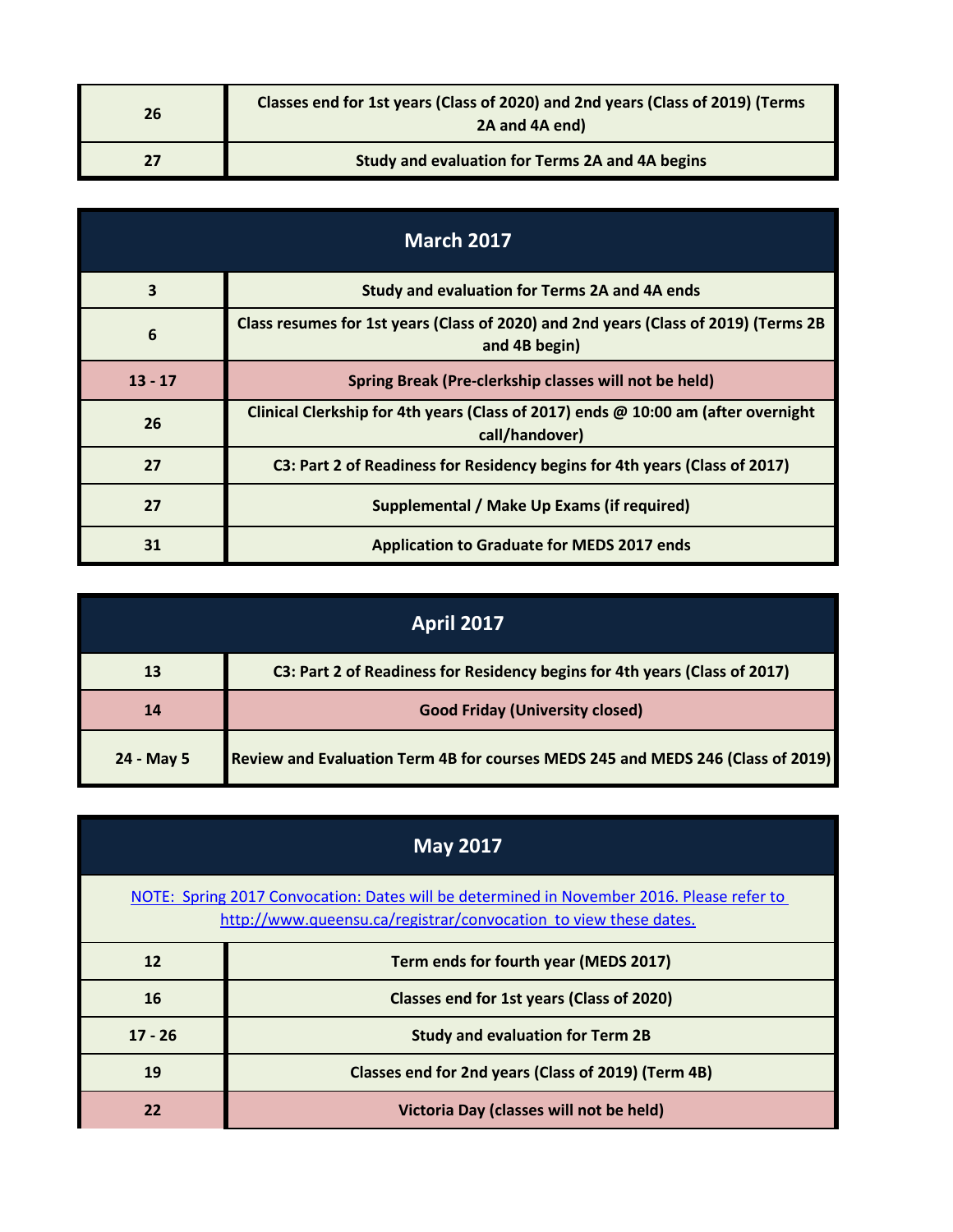| | |
|---|---|
| 26 | Classes end for 1st years (Class of 2020) and 2nd years (Class of 2019) (Terms 2A and 4A end) |
| 27 | Study and evaluation for Terms 2A and 4A begins |

| March 2017 | |
|---|---|
| 3 | Study and evaluation for Terms 2A and 4A ends |
| 6 | Class resumes for 1st years (Class of 2020) and 2nd years (Class of 2019) (Terms 2B and 4B begin) |
| 13 - 17 | Spring Break (Pre-clerkship classes will not be held) |
| 26 | Clinical Clerkship for 4th years (Class of 2017) ends @ 10:00 am (after overnight call/handover) |
| 27 | C3: Part 2 of Readiness for Residency begins for 4th years (Class of 2017) |
| 27 | Supplemental / Make Up Exams (if required) |
| 31 | Application to Graduate for MEDS 2017 ends |

| April 2017 | |
|---|---|
| 13 | C3: Part 2 of Readiness for Residency begins for 4th years (Class of 2017) |
| 14 | Good Friday (University closed) |
| 24 - May 5 | Review and Evaluation Term 4B for courses MEDS 245 and MEDS 246 (Class of 2019) |

| May 2017 | |
|---|---|
| NOTE: Spring 2017 Convocation: Dates will be determined in November 2016. Please refer to http://www.queensu.ca/registrar/convocation to view these dates. | |
| 12 | Term ends for fourth year (MEDS 2017) |
| 16 | Classes end for 1st years (Class of 2020) |
| 17 - 26 | Study and evaluation for Term 2B |
| 19 | Classes end for 2nd years (Class of 2019) (Term 4B) |
| 22 | Victoria Day (classes will not be held) |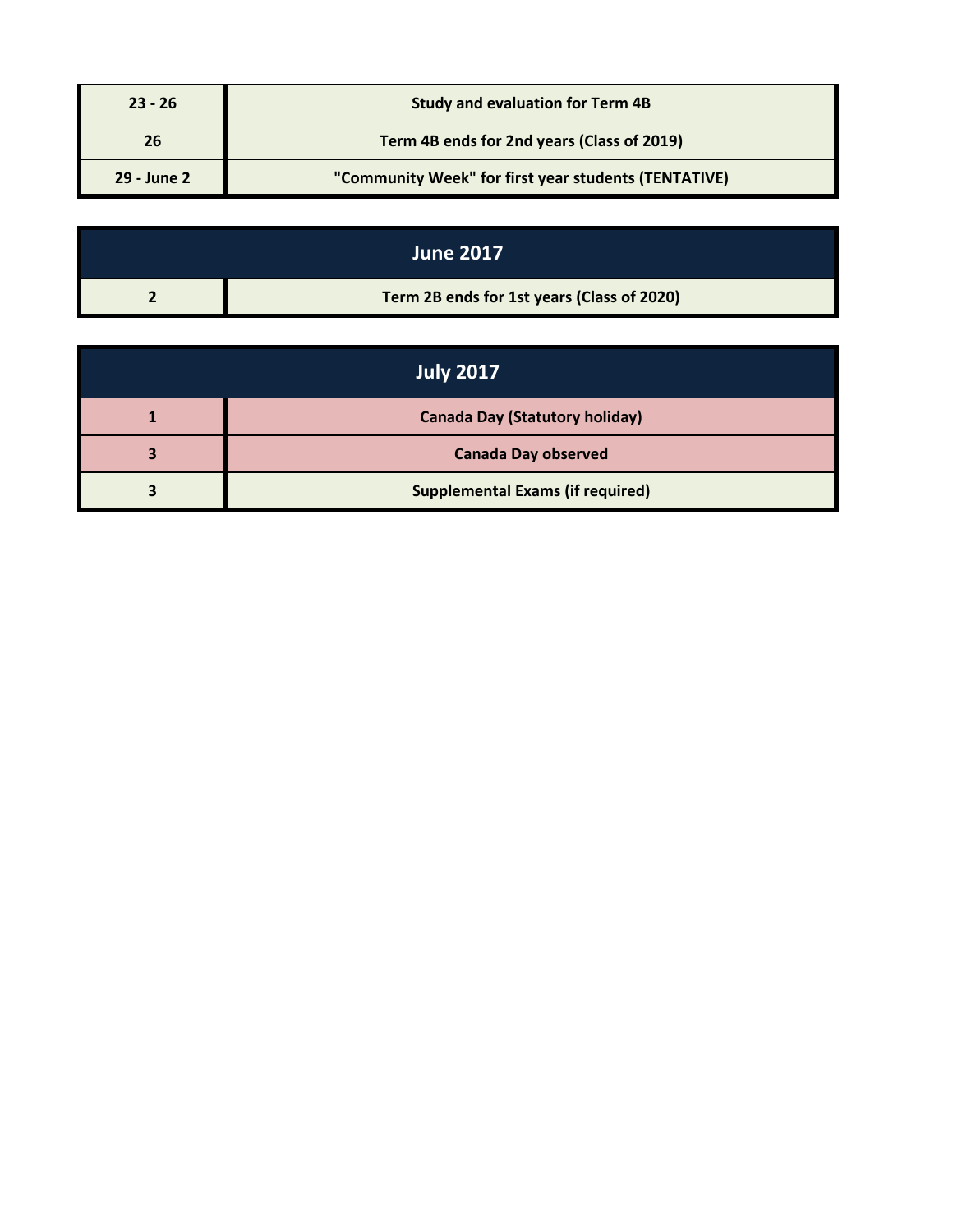| | |
|---|---|
| 23 - 26 | Study and evaluation for Term 4B |
| 26 | Term 4B ends for 2nd years (Class of 2019) |
| 29 - June 2 | "Community Week" for first year students (TENTATIVE) |

## June 2017

| | |
|---|---|
| 2 | Term 2B ends for 1st years (Class of 2020) |

## July 2017

| | |
|---|---|
| 1 | Canada Day (Statutory holiday) |
| 3 | Canada Day observed |
| 3 | Supplemental Exams (if required) |